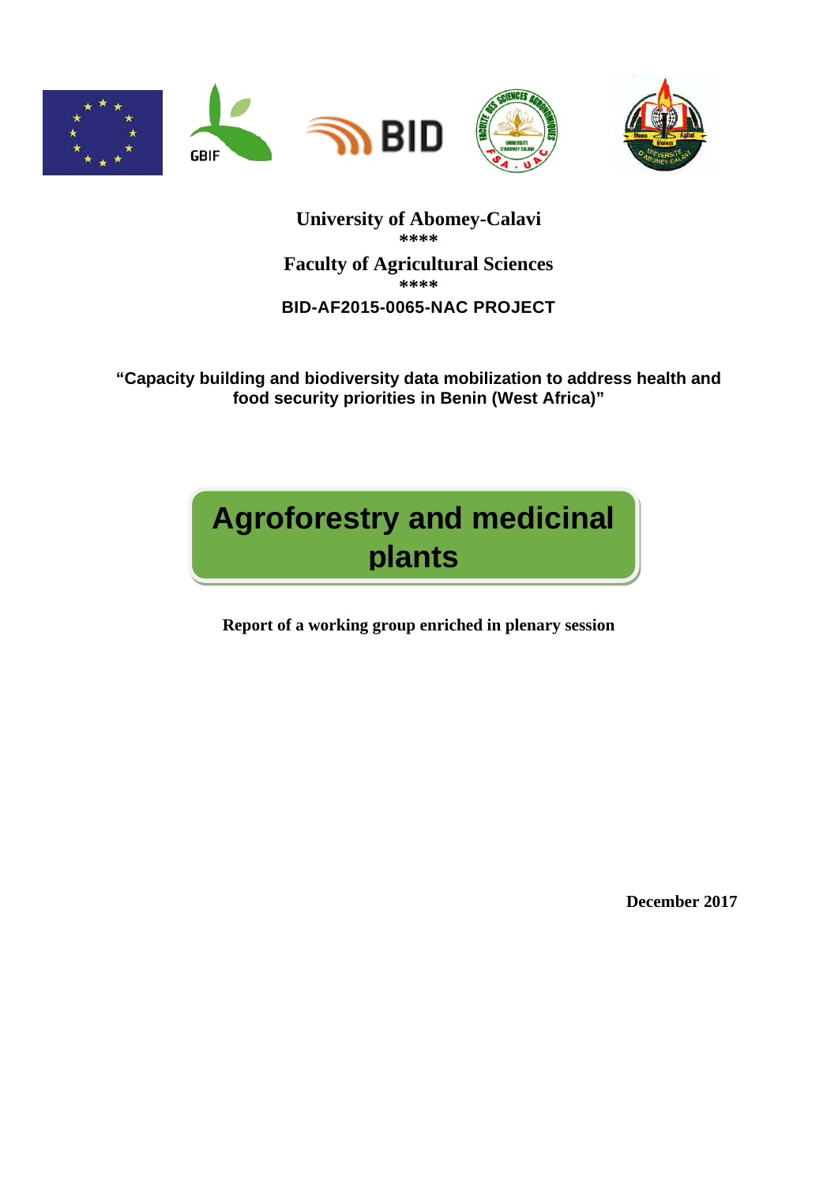**University of Abomey-Calavi**

\*\*\*\*

**Faculty of Agricultural Sciences**

\*\*\*\*

**BID-AF2015-0065-NAC PROJECT**

**"Capacity building and biodiversity data mobilization to address health and food security priorities in Benin (West Africa)"**

# Agroforestry and medicinal plants

**Report of a working group enriched in plenary session**

**December 2017**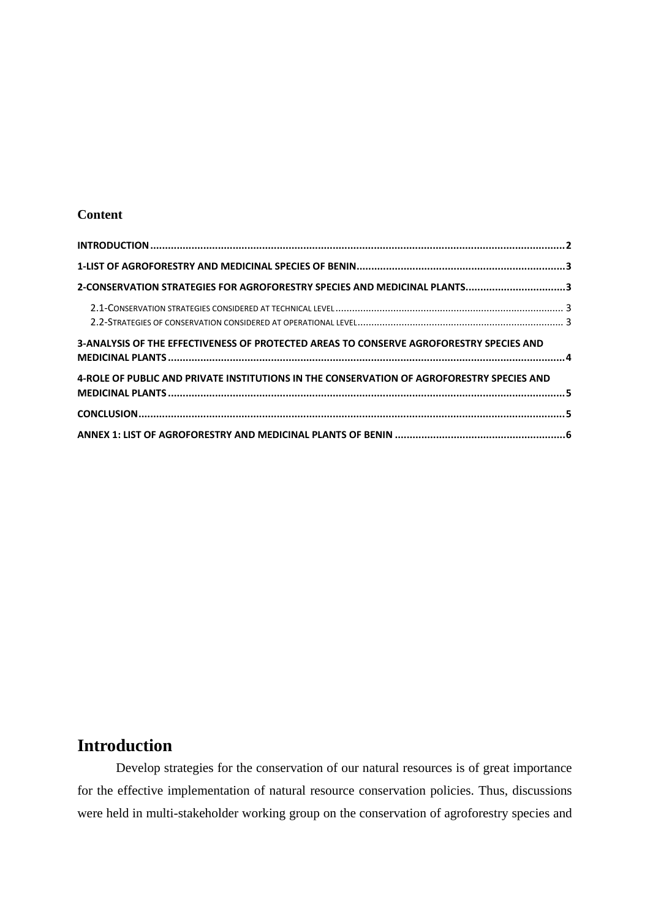**Content**

INTRODUCTION ..... 2

1-LIST OF AGROFORESTRY AND MEDICINAL SPECIES OF BENIN ..... 3

2-CONSERVATION STRATEGIES FOR AGROFORESTRY SPECIES AND MEDICINAL PLANTS ..... 3

- 2.1-CONSERVATION STRATEGIES CONSIDERED AT TECHNICAL LEVEL ..... 3
- 2.2-STRATEGIES OF CONSERVATION CONSIDERED AT OPERATIONAL LEVEL ..... 3

3-ANALYSIS OF THE EFFECTIVENESS OF PROTECTED AREAS TO CONSERVE AGROFORESTRY SPECIES AND MEDICINAL PLANTS ..... 4

4-ROLE OF PUBLIC AND PRIVATE INSTITUTIONS IN THE CONSERVATION OF AGROFORESTRY SPECIES AND MEDICINAL PLANTS ..... 5

CONCLUSION ..... 5

ANNEX 1: LIST OF AGROFORESTRY AND MEDICINAL PLANTS OF BENIN ..... 6

# Introduction

Develop strategies for the conservation of our natural resources is of great importance for the effective implementation of natural resource conservation policies. Thus, discussions were held in multi-stakeholder working group on the conservation of agroforestry species and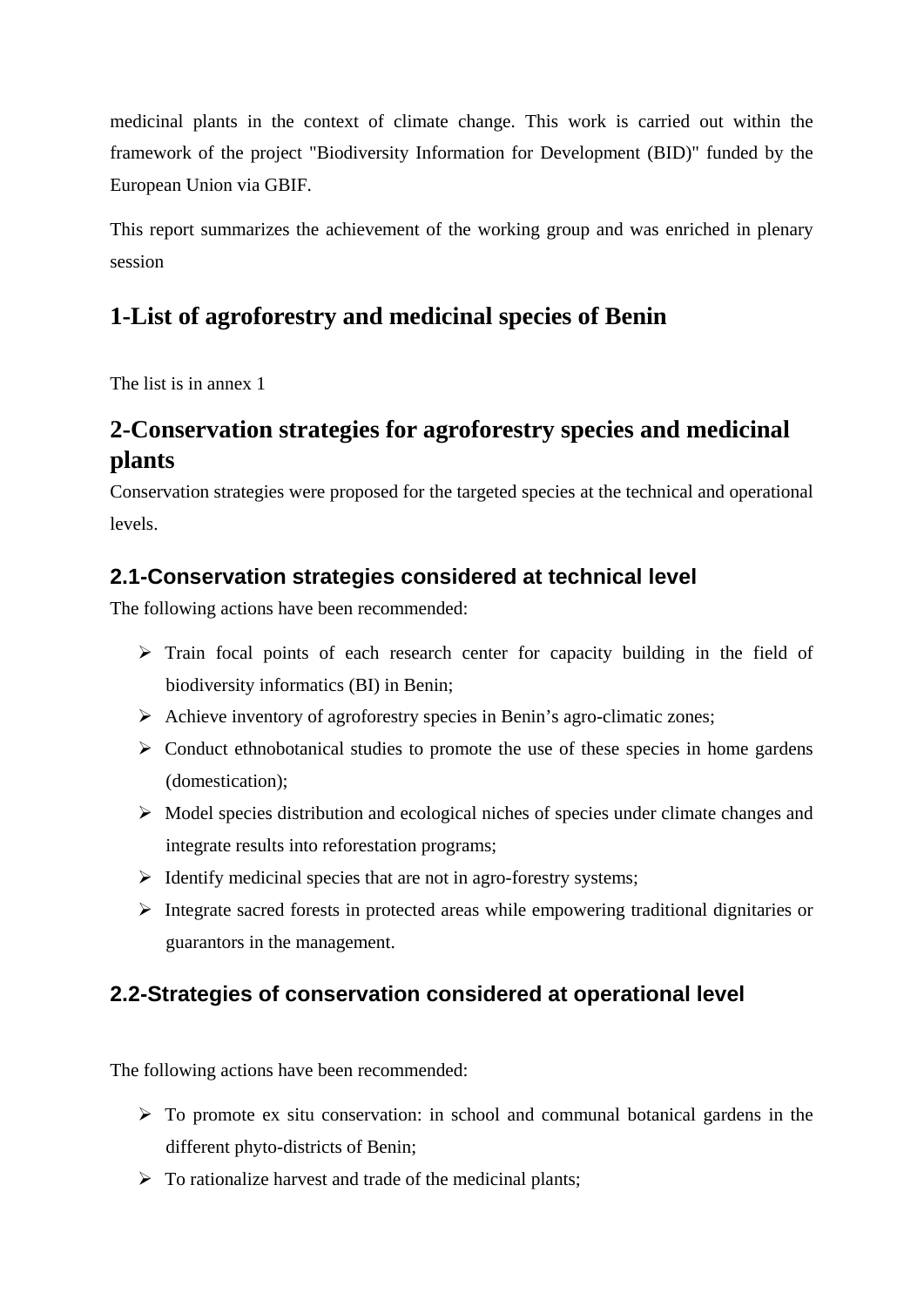medicinal plants in the context of climate change. This work is carried out within the framework of the project "Biodiversity Information for Development (BID)" funded by the European Union via GBIF.

This report summarizes the achievement of the working group and was enriched in plenary session

# 1-List of agroforestry and medicinal species of Benin

The list is in annex 1

# 2-Conservation strategies for agroforestry species and medicinal plants

Conservation strategies were proposed for the targeted species at the technical and operational levels.

## 2.1-Conservation strategies considered at technical level

The following actions have been recommended:

- Train focal points of each research center for capacity building in the field of biodiversity informatics (BI) in Benin;
- Achieve inventory of agroforestry species in Benin's agro-climatic zones;
- Conduct ethnobotanical studies to promote the use of these species in home gardens (domestication);
- Model species distribution and ecological niches of species under climate changes and integrate results into reforestation programs;
- Identify medicinal species that are not in agro-forestry systems;
- Integrate sacred forests in protected areas while empowering traditional dignitaries or guarantors in the management.

## 2.2-Strategies of conservation considered at operational level

The following actions have been recommended:

- To promote ex situ conservation: in school and communal botanical gardens in the different phyto-districts of Benin;
- To rationalize harvest and trade of the medicinal plants;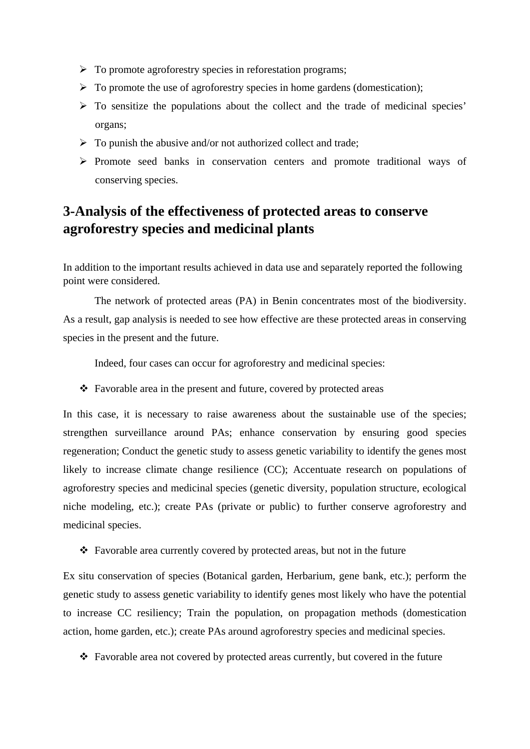- To promote agroforestry species in reforestation programs;
- To promote the use of agroforestry species in home gardens (domestication);
- To sensitize the populations about the collect and the trade of medicinal species' organs;
- To punish the abusive and/or not authorized collect and trade;
- Promote seed banks in conservation centers and promote traditional ways of conserving species.

## 3-Analysis of the effectiveness of protected areas to conserve agroforestry species and medicinal plants

In addition to the important results achieved in data use and separately reported the following point were considered.

The network of protected areas (PA) in Benin concentrates most of the biodiversity. As a result, gap analysis is needed to see how effective are these protected areas in conserving species in the present and the future.

Indeed, four cases can occur for agroforestry and medicinal species:

- Favorable area in the present and future, covered by protected areas

In this case, it is necessary to raise awareness about the sustainable use of the species; strengthen surveillance around PAs; enhance conservation by ensuring good species regeneration; Conduct the genetic study to assess genetic variability to identify the genes most likely to increase climate change resilience (CC); Accentuate research on populations of agroforestry species and medicinal species (genetic diversity, population structure, ecological niche modeling, etc.); create PAs (private or public) to further conserve agroforestry and medicinal species.

- Favorable area currently covered by protected areas, but not in the future

Ex situ conservation of species (Botanical garden, Herbarium, gene bank, etc.); perform the genetic study to assess genetic variability to identify genes most likely who have the potential to increase CC resiliency; Train the population, on propagation methods (domestication action, home garden, etc.); create PAs around agroforestry species and medicinal species.

- Favorable area not covered by protected areas currently, but covered in the future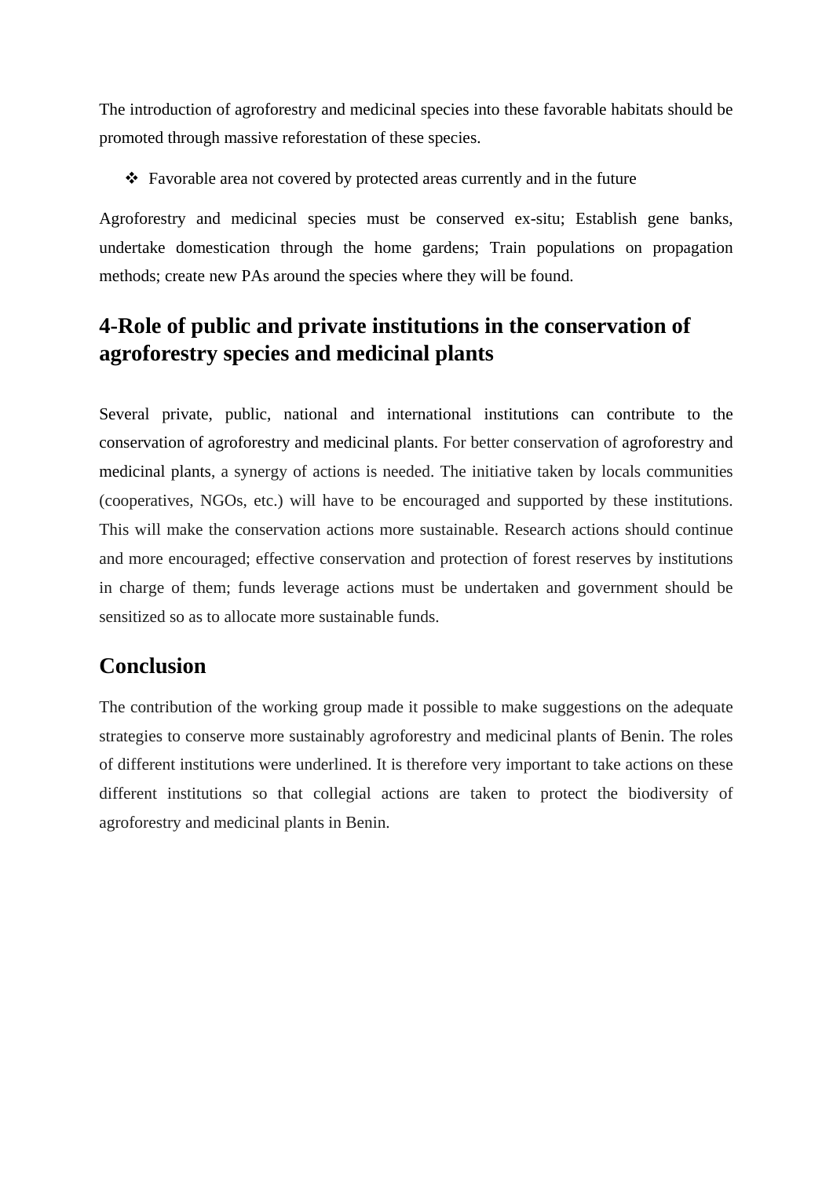The introduction of agroforestry and medicinal species into these favorable habitats should be promoted through massive reforestation of these species.

- Favorable area not covered by protected areas currently and in the future

Agroforestry and medicinal species must be conserved ex-situ; Establish gene banks, undertake domestication through the home gardens; Train populations on propagation methods; create new PAs around the species where they will be found.

## 4-Role of public and private institutions in the conservation of agroforestry species and medicinal plants

Several private, public, national and international institutions can contribute to the conservation of agroforestry and medicinal plants. For better conservation of agroforestry and medicinal plants, a synergy of actions is needed. The initiative taken by locals communities (cooperatives, NGOs, etc.) will have to be encouraged and supported by these institutions. This will make the conservation actions more sustainable. Research actions should continue and more encouraged; effective conservation and protection of forest reserves by institutions in charge of them; funds leverage actions must be undertaken and government should be sensitized so as to allocate more sustainable funds.

## Conclusion

The contribution of the working group made it possible to make suggestions on the adequate strategies to conserve more sustainably agroforestry and medicinal plants of Benin. The roles of different institutions were underlined. It is therefore very important to take actions on these different institutions so that collegial actions are taken to protect the biodiversity of agroforestry and medicinal plants in Benin.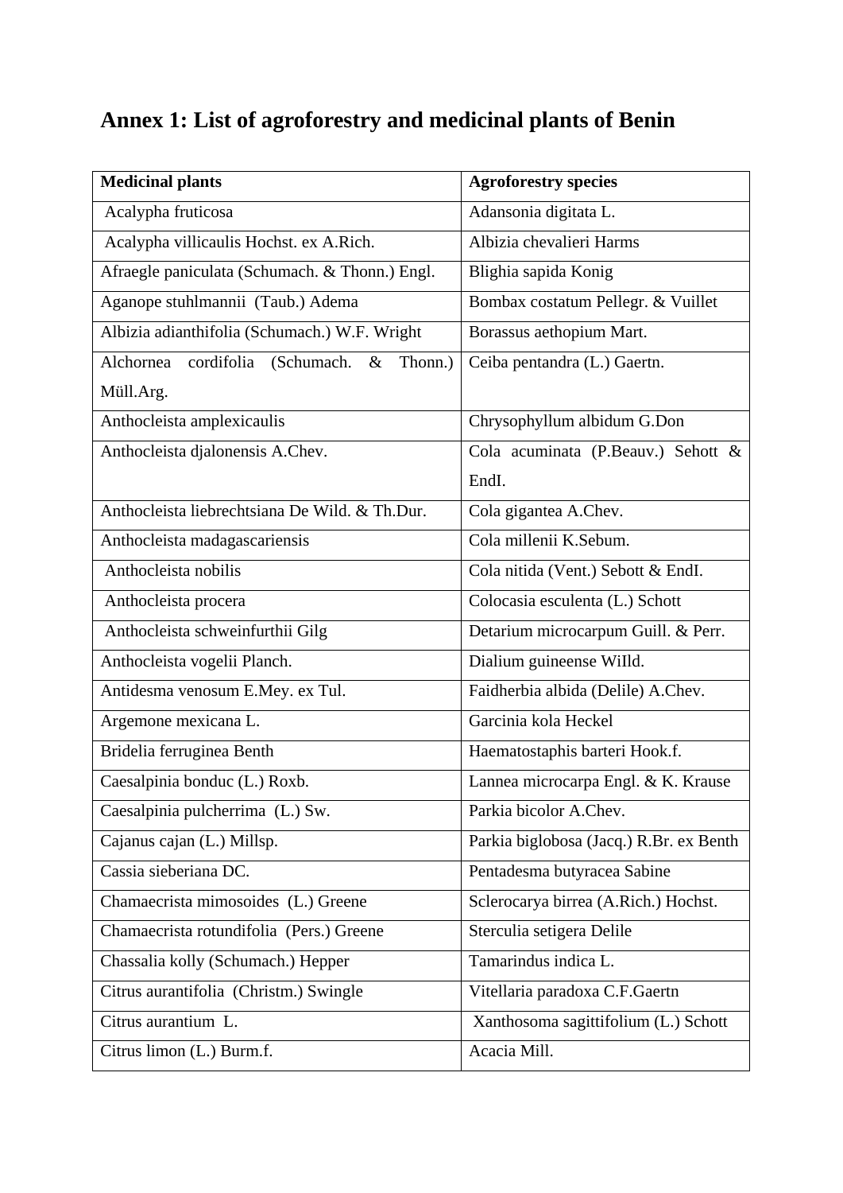# Annex 1: List of agroforestry and medicinal plants of Benin

| Medicinal plants | Agroforestry species |
|---|---|
| Acalypha fruticosa | Adansonia digitata L. |
| Acalypha villicaulis Hochst. ex A.Rich. | Albizia chevalieri Harms |
| Afraegle paniculata (Schumach. & Thonn.) Engl. | Blighia sapida Konig |
| Aganope stuhlmannii (Taub.) Adema | Bombax costatum Pellegr. & Vuillet |
| Albizia adianthifolia (Schumach.) W.F. Wright | Borassus aethopium Mart. |
| Alchornea cordifolia (Schumach. & Thonn.) Müll.Arg. | Ceiba pentandra (L.) Gaertn. |
| Anthocleista amplexicaulis | Chrysophyllum albidum G.Don |
| Anthocleista djalonensis A.Chev. | Cola acuminata (P.Beauv.) Sehott & EndI. |
| Anthocleista liebrechtsiana De Wild. & Th.Dur. | Cola gigantea A.Chev. |
| Anthocleista madagascariensis | Cola millenii K.Sebum. |
| Anthocleista nobilis | Cola nitida (Vent.) Sebott & EndI. |
| Anthocleista procera | Colocasia esculenta (L.) Schott |
| Anthocleista schweinfurthii Gilg | Detarium microcarpum Guill. & Perr. |
| Anthocleista vogelii Planch. | Dialium guineense WiIld. |
| Antidesma venosum E.Mey. ex Tul. | Faidherbia albida (Delile) A.Chev. |
| Argemone mexicana L. | Garcinia kola Heckel |
| Bridelia ferruginea Benth | Haematostaphis barteri Hook.f. |
| Caesalpinia bonduc (L.) Roxb. | Lannea microcarpa Engl. & K. Krause |
| Caesalpinia pulcherrima (L.) Sw. | Parkia bicolor A.Chev. |
| Cajanus cajan (L.) Millsp. | Parkia biglobosa (Jacq.) R.Br. ex Benth |
| Cassia sieberiana DC. | Pentadesma butyracea Sabine |
| Chamaecrista mimosoides (L.) Greene | Sclerocarya birrea (A.Rich.) Hochst. |
| Chamaecrista rotundifolia (Pers.) Greene | Sterculia setigera Delile |
| Chassalia kolly (Schumach.) Hepper | Tamarindus indica L. |
| Citrus aurantifolia (Christm.) Swingle | Vitellaria paradoxa C.F.Gaertn |
| Citrus aurantium L. | Xanthosoma sagittifolium (L.) Schott |
| Citrus limon (L.) Burm.f. | Acacia Mill. |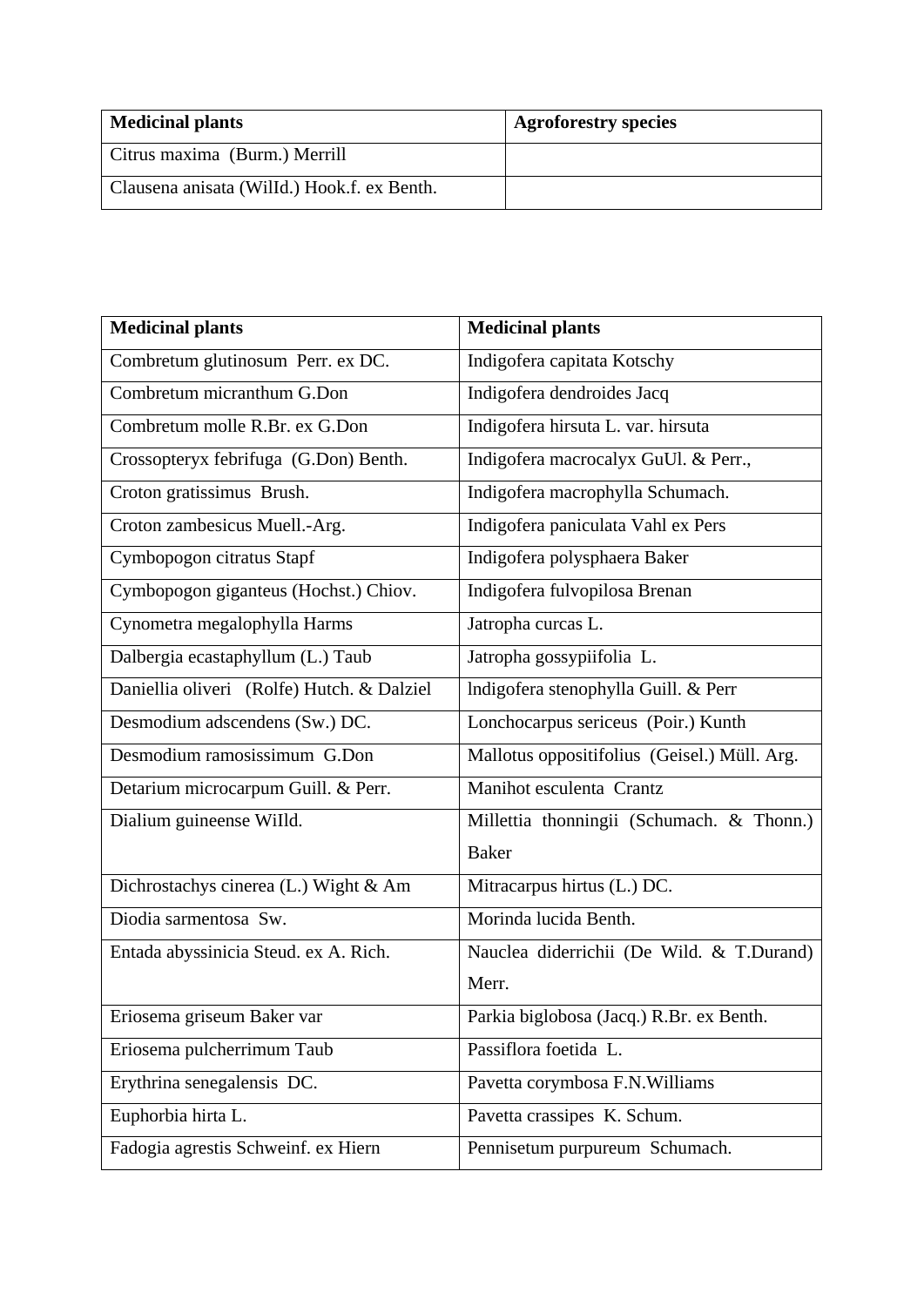| Medicinal plants | Agroforestry species |
| --- | --- |
| Citrus maxima  (Burm.) Merrill | |
| Clausena anisata (WilId.) Hook.f. ex Benth. | |

| Medicinal plants | Medicinal plants |
| --- | --- |
| Combretum glutinosum  Perr. ex DC. | Indigofera capitata Kotschy |
| Combretum micranthum G.Don | Indigofera dendroides Jacq |
| Combretum molle R.Br. ex G.Don | Indigofera hirsuta L. var. hirsuta |
| Crossopteryx febrifuga  (G.Don) Benth. | Indigofera macrocalyx GuUl. & Perr., |
| Croton gratissimus  Brush. | Indigofera macrophylla Schumach. |
| Croton zambesicus Muell.-Arg. | Indigofera paniculata Vahl ex Pers |
| Cymbopogon citratus Stapf | Indigofera polysphaera Baker |
| Cymbopogon giganteus (Hochst.) Chiov. | Indigofera fulvopilosa Brenan |
| Cynometra megalophylla Harms | Jatropha curcas L. |
| Dalbergia ecastaphyllum (L.) Taub | Jatropha gossypiifolia  L. |
| Daniellia oliveri   (Rolfe) Hutch. & Dalziel | lndigofera stenophylla Guill. & Perr |
| Desmodium adscendens (Sw.) DC. | Lonchocarpus sericeus  (Poir.) Kunth |
| Desmodium ramosissimum  G.Don | Mallotus oppositifolius  (Geisel.) Müll. Arg. |
| Detarium microcarpum Guill. & Perr. | Manihot esculenta  Crantz |
| Dialium guineense Willd. | Millettia thonningii (Schumach. & Thonn.) Baker |
| Dichrostachys cinerea (L.) Wight & Am | Mitracarpus hirtus (L.) DC. |
| Diodia sarmentosa  Sw. | Morinda lucida Benth. |
| Entada abyssinicia Steud. ex A. Rich. | Nauclea diderrichii (De Wild. & T.Durand) Merr. |
| Eriosema griseum Baker var | Parkia biglobosa (Jacq.) R.Br. ex Benth. |
| Eriosema pulcherrimum Taub | Passiflora foetida  L. |
| Erythrina senegalensis  DC. | Pavetta corymbosa F.N.Williams |
| Euphorbia hirta L. | Pavetta crassipes  K. Schum. |
| Fadogia agrestis Schweinf. ex Hiern | Pennisetum purpureum  Schumach. |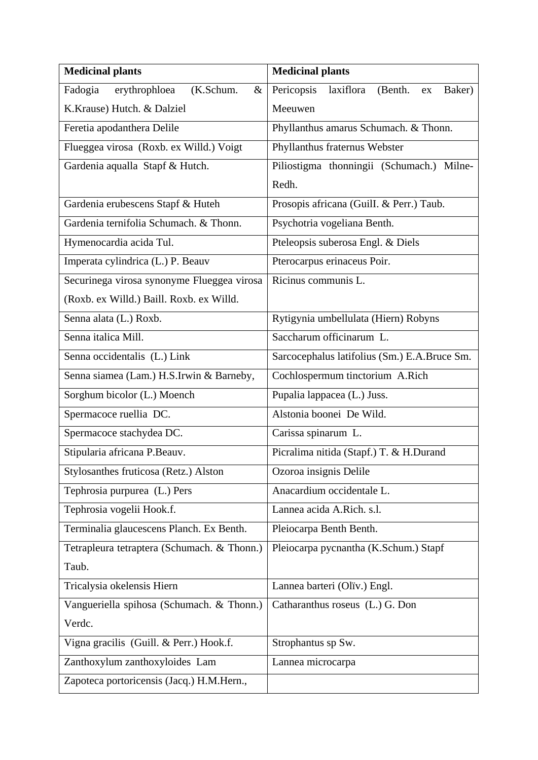| Medicinal plants | Medicinal plants |
|---|---|
| Fadogia erythrophloea (K.Schum. & K.Krause) Hutch. & Dalziel | Pericopsis laxiflora (Benth. ex Baker) Meeuwen |
| Feretia apodanthera Delile | Phyllanthus amarus Schumach. & Thonn. |
| Flueggea virosa (Roxb. ex Willd.) Voigt | Phyllanthus fraternus Webster |
| Gardenia aqualla Stapf & Hutch. | Piliostigma thonningii (Schumach.) Milne-Redh. |
| Gardenia erubescens Stapf & Huteh | Prosopis africana (GuilI. & Perr.) Taub. |
| Gardenia ternifolia Schumach. & Thonn. | Psychotria vogeliana Benth. |
| Hymenocardia acida Tul. | Pteleopsis suberosa Engl. & Diels |
| Imperata cylindrica (L.) P. Beauv | Pterocarpus erinaceus Poir. |
| Securinega virosa synonyme Flueggea virosa (Roxb. ex Willd.) Baill. Roxb. ex Willd. | Ricinus communis L. |
| Senna alata (L.) Roxb. | Rytigynia umbellulata (Hiern) Robyns |
| Senna italica Mill. | Saccharum officinarum L. |
| Senna occidentalis (L.) Link | Sarcocephalus latifolius (Sm.) E.A.Bruce Sm. |
| Senna siamea (Lam.) H.S.Irwin & Barneby, | Cochlospermum tinctorium A.Rich |
| Sorghum bicolor (L.) Moench | Pupalia lappacea (L.) Juss. |
| Spermacoce ruellia DC. | Alstonia boonei De Wild. |
| Spermacoce stachydea DC. | Carissa spinarum L. |
| Stipularia africana P.Beauv. | Picralima nitida (Stapf.) T. & H.Durand |
| Stylosanthes fruticosa (Retz.) Alston | Ozoroa insignis Delile |
| Tephrosia purpurea (L.) Pers | Anacardium occidentale L. |
| Tephrosia vogelii Hook.f. | Lannea acida A.Rich. s.l. |
| Terminalia glaucescens Planch. Ex Benth. | Pleiocarpa Benth Benth. |
| Tetrapleura tetraptera (Schumach. & Thonn.) Taub. | Pleiocarpa pycnantha (K.Schum.) Stapf |
| Tricalysia okelensis Hiern | Lannea barteri (Olïv.) Engl. |
| Vangueriella spihosa (Schumach. & Thonn.) Verdc. | Catharanthus roseus (L.) G. Don |
| Vigna gracilis (Guill. & Perr.) Hook.f. | Strophantus sp Sw. |
| Zanthoxylum zanthoxyloides Lam | Lannea microcarpa |
| Zapoteca portoricensis (Jacq.) H.M.Hern., | |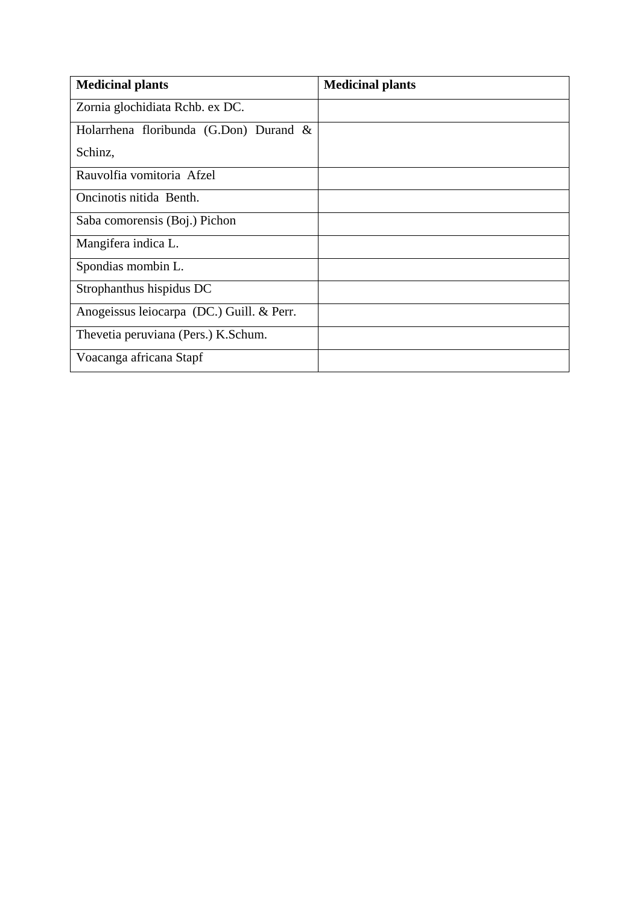| **Medicinal plants** | **Medicinal plants** |
|---|---|
| Zornia glochidiata Rchb. ex DC. | |
| Holarrhena floribunda (G.Don) Durand & Schinz, | |
| Rauvolfia vomitoria Afzel | |
| Oncinotis nitida Benth. | |
| Saba comorensis (Boj.) Pichon | |
| Mangifera indica L. | |
| Spondias mombin L. | |
| Strophanthus hispidus DC | |
| Anogeissus leiocarpa (DC.) Guill. & Perr. | |
| Thevetia peruviana (Pers.) K.Schum. | |
| Voacanga africana Stapf | |